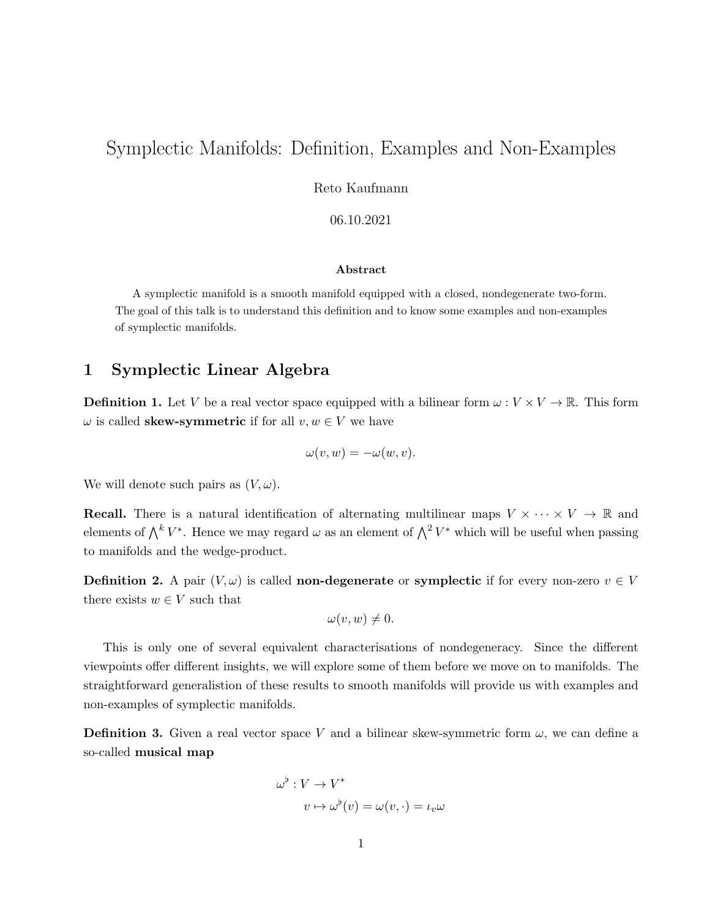# Symplectic Manifolds: Definition, Examples and Non-Examples

Reto Kaufmann

06.10.2021

**Abstract**

A symplectic manifold is a smooth manifold equipped with a closed, nondegenerate two-form. The goal of this talk is to understand this definition and to know some examples and non-examples of symplectic manifolds.

## 1 Symplectic Linear Algebra

**Definition 1.** Let $V$ be a real vector space equipped with a bilinear form $\omega : V \times V \to \mathbb{R}$. This form $\omega$ is called **skew-symmetric** if for all $v, w \in V$ we have

$$\omega(v, w) = -\omega(w, v).$$

We will denote such pairs as $(V, \omega)$.

**Recall.** There is a natural identification of alternating multilinear maps $V \times \cdots \times V \to \mathbb{R}$ and elements of $\bigwedge^k V^*$. Hence we may regard $\omega$ as an element of $\bigwedge^2 V^*$ which will be useful when passing to manifolds and the wedge-product.

**Definition 2.** A pair $(V, \omega)$ is called **non-degenerate** or **symplectic** if for every non-zero $v \in V$ there exists $w \in V$ such that

$$\omega(v, w) \neq 0.$$

This is only one of several equivalent characterisations of nondegeneracy. Since the different viewpoints offer different insights, we will explore some of them before we move on to manifolds. The straightforward generalistion of these results to smooth manifolds will provide us with examples and non-examples of symplectic manifolds.

**Definition 3.** Given a real vector space $V$ and a bilinear skew-symmetric form $\omega$, we can define a so-called **musical map**

$$\begin{aligned} \omega^\flat &: V \to V^* \\ & v \mapsto \omega^\flat(v) = \omega(v, \cdot) = \iota_v \omega \end{aligned}$$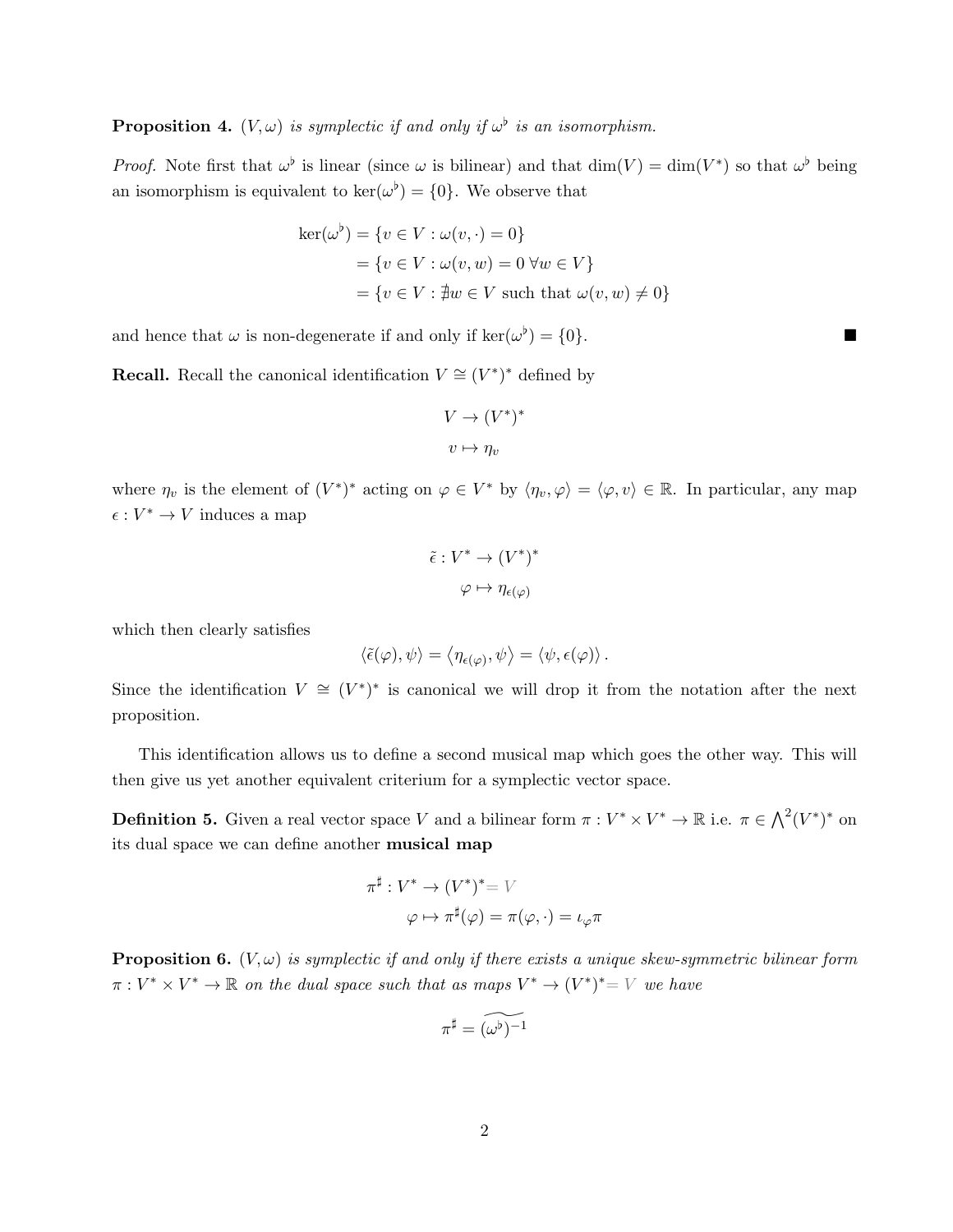**Proposition 4.** *$(V, \omega)$ is symplectic if and only if $\omega^\flat$ is an isomorphism.*

*Proof.* Note first that $\omega^\flat$ is linear (since $\omega$ is bilinear) and that $\dim(V) = \dim(V^*)$ so that $\omega^\flat$ being an isomorphism is equivalent to $\ker(\omega^\flat) = \{0\}$. We observe that

$$
\begin{aligned}
\ker(\omega^\flat) &= \{v \in V : \omega(v, \cdot) = 0\} \\
&= \{v \in V : \omega(v, w) = 0 \; \forall w \in V\} \\
&= \{v \in V : \nexists w \in V \text{ such that } \omega(v, w) \neq 0\}
\end{aligned}
$$

and hence that $\omega$ is non-degenerate if and only if $\ker(\omega^\flat) = \{0\}$. ∎

**Recall.** Recall the canonical identification $V \cong (V^*)^*$ defined by

$$
\begin{aligned}
V &\to (V^*)^* \\
v &\mapsto \eta_v
\end{aligned}
$$

where $\eta_v$ is the element of $(V^*)^*$ acting on $\varphi \in V^*$ by $\langle \eta_v, \varphi \rangle = \langle \varphi, v \rangle \in \mathbb{R}$. In particular, any map $\epsilon : V^* \to V$ induces a map

$$
\begin{aligned}
\tilde{\epsilon} : V^* &\to (V^*)^* \\
\varphi &\mapsto \eta_{\epsilon(\varphi)}
\end{aligned}
$$

which then clearly satisfies

$$
\langle \tilde{\epsilon}(\varphi), \psi \rangle = \langle \eta_{\epsilon(\varphi)}, \psi \rangle = \langle \psi, \epsilon(\varphi) \rangle .
$$

Since the identification $V \cong (V^*)^*$ is canonical we will drop it from the notation after the next proposition.

This identification allows us to define a second musical map which goes the other way. This will then give us yet another equivalent criterium for a symplectic vector space.

**Definition 5.** Given a real vector space $V$ and a bilinear form $\pi : V^* \times V^* \to \mathbb{R}$ i.e. $\pi \in \bigwedge^2 (V^*)^*$ on its dual space we can define another **musical map**

$$
\begin{aligned}
\pi^\sharp : V^* &\to (V^*)^* = V \\
\varphi &\mapsto \pi^\sharp(\varphi) = \pi(\varphi, \cdot) = \iota_\varphi \pi
\end{aligned}
$$

**Proposition 6.** *$(V, \omega)$ is symplectic if and only if there exists a unique skew-symmetric bilinear form $\pi : V^* \times V^* \to \mathbb{R}$ on the dual space such that as maps $V^* \to (V^*)^* = V$ we have*

$$
\pi^\sharp = \widetilde{(\omega^\flat)^{-1}}
$$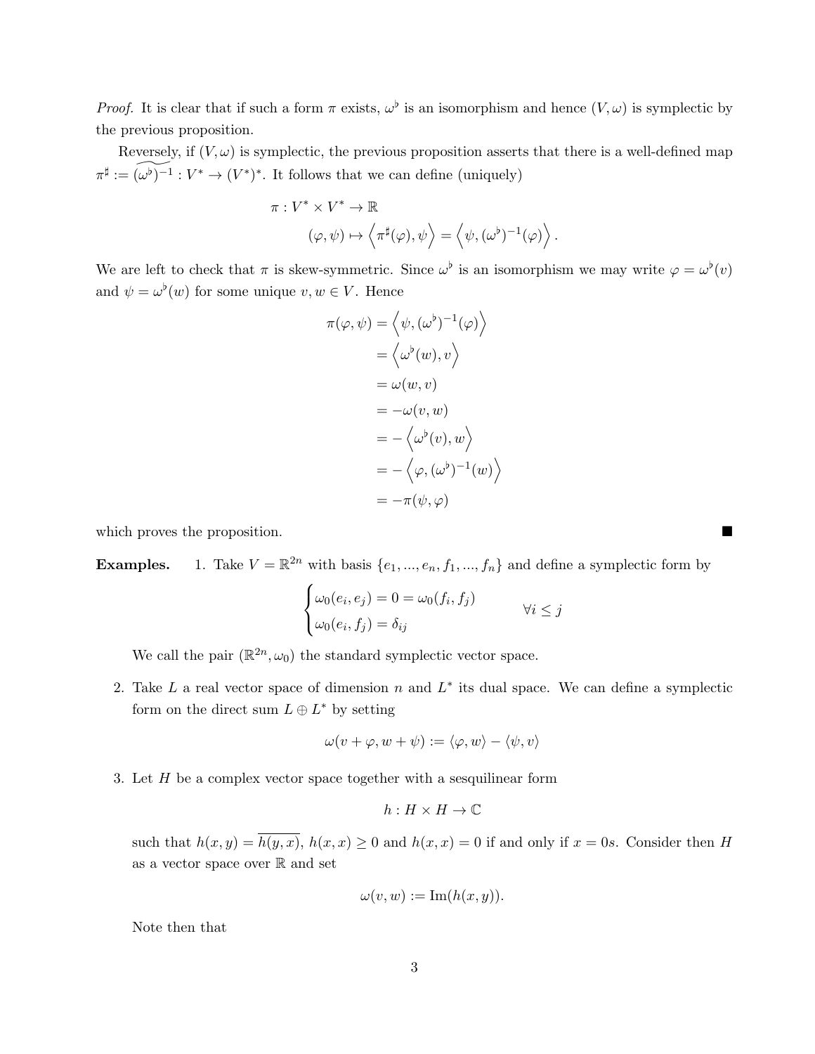*Proof.* It is clear that if such a form $\pi$ exists, $\omega^\flat$ is an isomorphism and hence $(V, \omega)$ is symplectic by the previous proposition.

Reversely, if $(V, \omega)$ is symplectic, the previous proposition asserts that there is a well-defined map $\pi^\sharp := \widetilde{(\omega^\flat)^{-1}} : V^* \to (V^*)^*$. It follows that we can define (uniquely)

$$
\begin{aligned}
\pi : V^* \times V^* &\to \mathbb{R} \\
(\varphi, \psi) &\mapsto \left\langle \pi^\sharp(\varphi), \psi \right\rangle = \left\langle \psi, (\omega^\flat)^{-1}(\varphi) \right\rangle.
\end{aligned}
$$

We are left to check that $\pi$ is skew-symmetric. Since $\omega^\flat$ is an isomorphism we may write $\varphi = \omega^\flat(v)$ and $\psi = \omega^\flat(w)$ for some unique $v, w \in V$. Hence

$$
\begin{aligned}
\pi(\varphi, \psi) &= \left\langle \psi, (\omega^\flat)^{-1}(\varphi) \right\rangle \\
&= \left\langle \omega^\flat(w), v \right\rangle \\
&= \omega(w, v) \\
&= -\omega(v, w) \\
&= -\left\langle \omega^\flat(v), w \right\rangle \\
&= -\left\langle \varphi, (\omega^\flat)^{-1}(w) \right\rangle \\
&= -\pi(\psi, \varphi)
\end{aligned}
$$

which proves the proposition. ∎

**Examples.**

1. Take $V = \mathbb{R}^{2n}$ with basis $\{e_1, ..., e_n, f_1, ..., f_n\}$ and define a symplectic form by

$$
\begin{cases}
\omega_0(e_i, e_j) = 0 = \omega_0(f_i, f_j) \\
\omega_0(e_i, f_j) = \delta_{ij}
\end{cases}
\qquad \forall i \leq j
$$

   We call the pair $(\mathbb{R}^{2n}, \omega_0)$ the standard symplectic vector space.

2. Take $L$ a real vector space of dimension $n$ and $L^*$ its dual space. We can define a symplectic form on the direct sum $L \oplus L^*$ by setting

$$
\omega(v + \varphi, w + \psi) := \langle \varphi, w \rangle - \langle \psi, v \rangle
$$

3. Let $H$ be a complex vector space together with a sesquilinear form

$$
h : H \times H \to \mathbb{C}
$$

   such that $h(x, y) = \overline{h(y, x)}$, $h(x, x) \geq 0$ and $h(x, x) = 0$ if and only if $x = 0s$. Consider then $H$ as a vector space over $\mathbb{R}$ and set

$$
\omega(v, w) := \operatorname{Im}(h(x, y)).
$$

   Note then that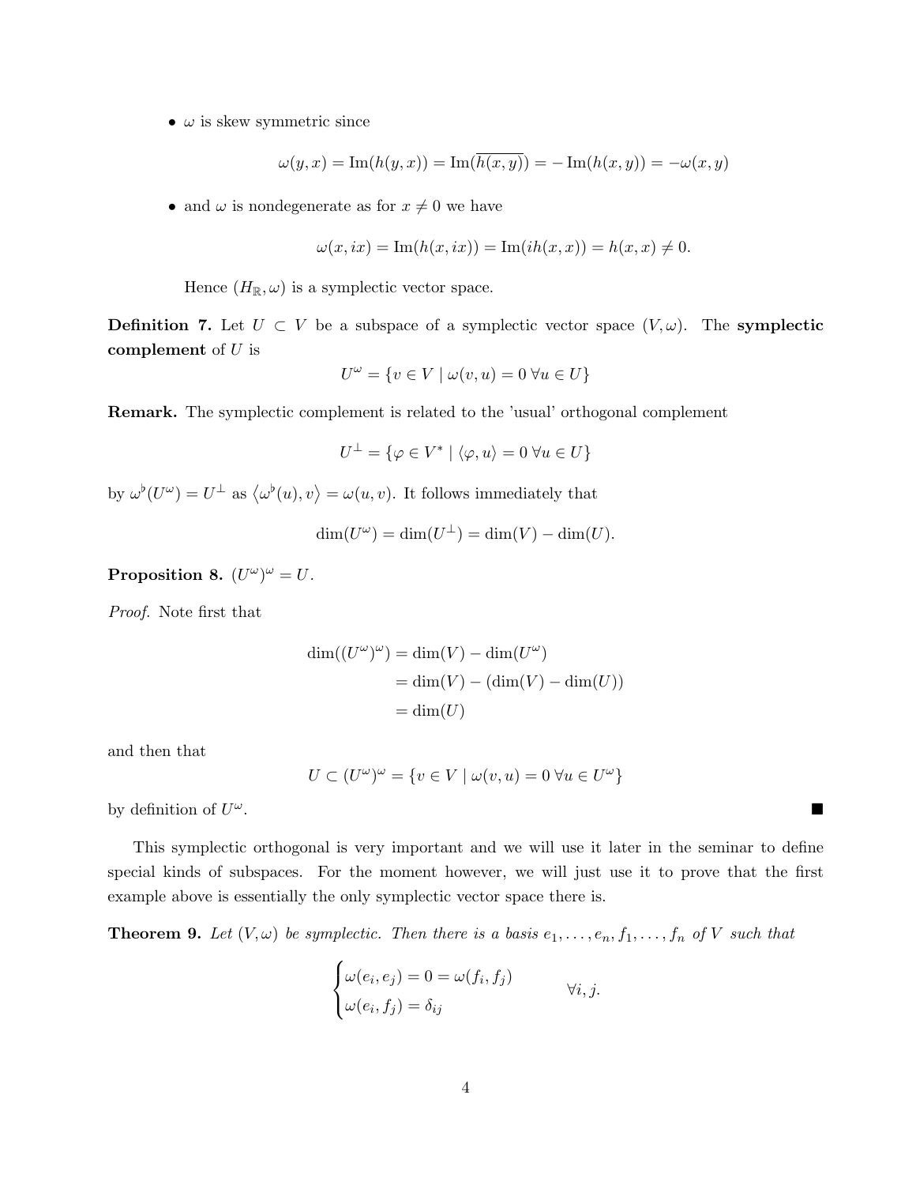- $\omega$ is skew symmetric since

$$\omega(y,x) = \operatorname{Im}(h(y,x)) = \operatorname{Im}(\overline{h(x,y)}) = -\operatorname{Im}(h(x,y)) = -\omega(x,y)$$

- and $\omega$ is nondegenerate as for $x \neq 0$ we have

$$\omega(x, ix) = \operatorname{Im}(h(x, ix)) = \operatorname{Im}(ih(x,x)) = h(x,x) \neq 0.$$

Hence $(H_{\mathbb{R}}, \omega)$ is a symplectic vector space.

**Definition 7.** Let $U \subset V$ be a subspace of a symplectic vector space $(V, \omega)$. The **symplectic complement** of $U$ is

$$U^\omega = \{v \in V \mid \omega(v,u) = 0 \; \forall u \in U\}$$

**Remark.** The symplectic complement is related to the 'usual' orthogonal complement

$$U^\perp = \{\varphi \in V^* \mid \langle \varphi, u \rangle = 0 \; \forall u \in U\}$$

by $\omega^\flat(U^\omega) = U^\perp$ as $\langle \omega^\flat(u), v \rangle = \omega(u,v)$. It follows immediately that

$$\dim(U^\omega) = \dim(U^\perp) = \dim(V) - \dim(U).$$

**Proposition 8.** *$(U^\omega)^\omega = U$.*

*Proof.* Note first that

$$\begin{aligned}
\dim((U^\omega)^\omega) &= \dim(V) - \dim(U^\omega) \\
&= \dim(V) - (\dim(V) - \dim(U)) \\
&= \dim(U)
\end{aligned}$$

and then that

$$U \subset (U^\omega)^\omega = \{v \in V \mid \omega(v,u) = 0 \; \forall u \in U^\omega\}$$

by definition of $U^\omega$. ∎

This symplectic orthogonal is very important and we will use it later in the seminar to define special kinds of subspaces. For the moment however, we will just use it to prove that the first example above is essentially the only symplectic vector space there is.

**Theorem 9.** *Let $(V, \omega)$ be symplectic. Then there is a basis $e_1, \ldots, e_n, f_1, \ldots, f_n$ of $V$ such that*

$$\begin{cases} \omega(e_i, e_j) = 0 = \omega(f_i, f_j) \\ \omega(e_i, f_j) = \delta_{ij} \end{cases} \qquad \forall i, j.$$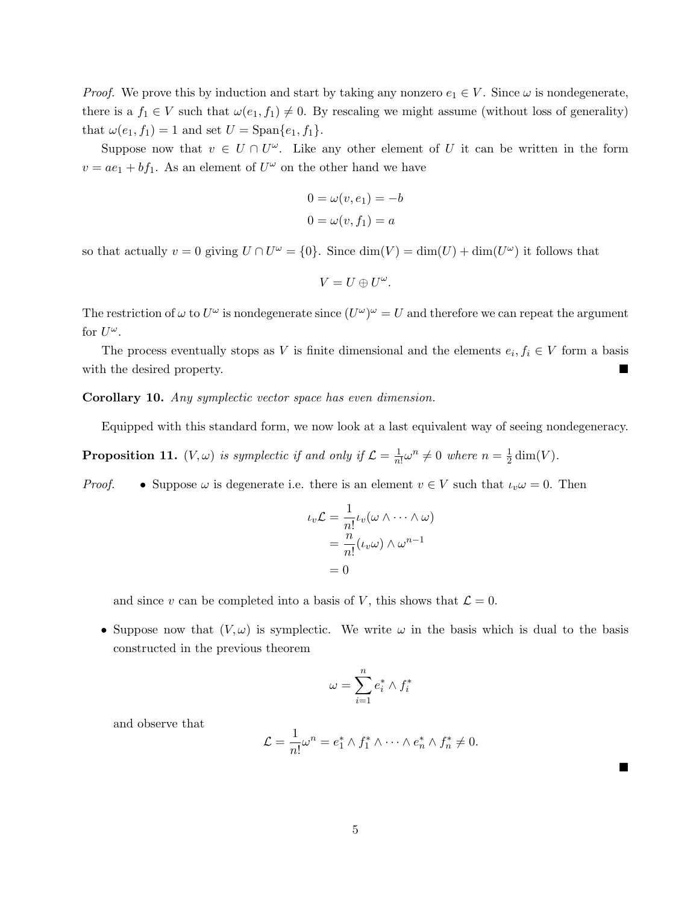*Proof.* We prove this by induction and start by taking any nonzero $e_1 \in V$. Since $\omega$ is nondegenerate, there is a $f_1 \in V$ such that $\omega(e_1, f_1) \neq 0$. By rescaling we might assume (without loss of generality) that $\omega(e_1, f_1) = 1$ and set $U = \text{Span}\{e_1, f_1\}$.

Suppose now that $v \in U \cap U^\omega$. Like any other element of $U$ it can be written in the form $v = ae_1 + bf_1$. As an element of $U^\omega$ on the other hand we have

$$0 = \omega(v, e_1) = -b$$
$$0 = \omega(v, f_1) = a$$

so that actually $v = 0$ giving $U \cap U^\omega = \{0\}$. Since $\dim(V) = \dim(U) + \dim(U^\omega)$ it follows that

$$V = U \oplus U^\omega.$$

The restriction of $\omega$ to $U^\omega$ is nondegenerate since $(U^\omega)^\omega = U$ and therefore we can repeat the argument for $U^\omega$.

The process eventually stops as $V$ is finite dimensional and the elements $e_i, f_i \in V$ form a basis with the desired property. ∎

**Corollary 10.** *Any symplectic vector space has even dimension.*

Equipped with this standard form, we now look at a last equivalent way of seeing nondegeneracy.

**Proposition 11.** *$(V, \omega)$ is symplectic if and only if $\mathcal{L} = \frac{1}{n!}\omega^n \neq 0$ where $n = \frac{1}{2}\dim(V)$.*

*Proof.*

- Suppose $\omega$ is degenerate i.e. there is an element $v \in V$ such that $\iota_v \omega = 0$. Then

$$\begin{aligned}
\iota_v \mathcal{L} &= \frac{1}{n!}\iota_v(\omega \wedge \cdots \wedge \omega) \\
&= \frac{n}{n!}(\iota_v \omega) \wedge \omega^{n-1} \\
&= 0
\end{aligned}$$

  and since $v$ can be completed into a basis of $V$, this shows that $\mathcal{L} = 0$.

- Suppose now that $(V, \omega)$ is symplectic. We write $\omega$ in the basis which is dual to the basis constructed in the previous theorem

$$\omega = \sum_{i=1}^{n} e_i^* \wedge f_i^*$$

  and observe that

$$\mathcal{L} = \frac{1}{n!}\omega^n = e_1^* \wedge f_1^* \wedge \cdots \wedge e_n^* \wedge f_n^* \neq 0.$$

∎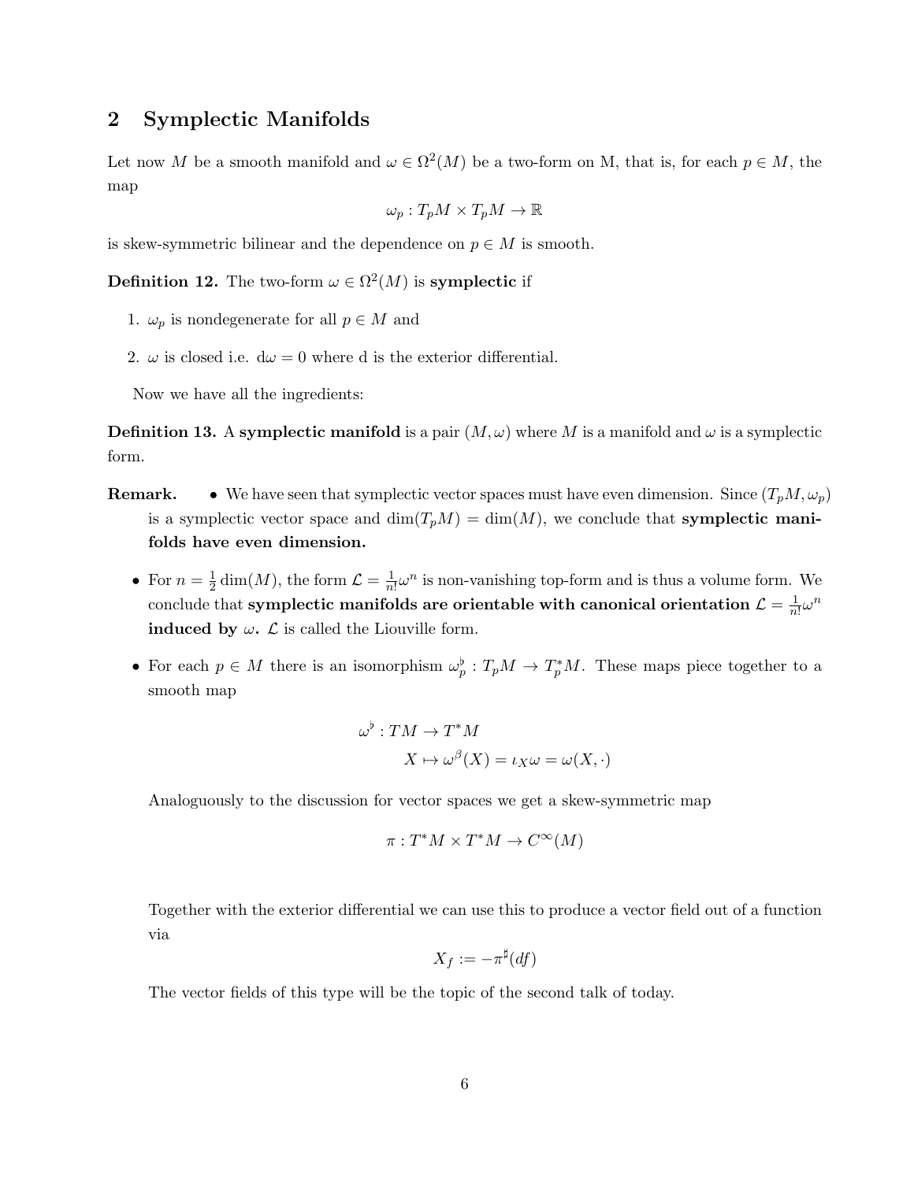## 2 Symplectic Manifolds

Let now $M$ be a smooth manifold and $\omega \in \Omega^2(M)$ be a two-form on M, that is, for each $p \in M$, the map

$$\omega_p : T_pM \times T_pM \to \mathbb{R}$$

is skew-symmetric bilinear and the dependence on $p \in M$ is smooth.

**Definition 12.** The two-form $\omega \in \Omega^2(M)$ is **symplectic** if

1. $\omega_p$ is nondegenerate for all $p \in M$ and
2. $\omega$ is closed i.e. $\mathrm{d}\omega = 0$ where d is the exterior differential.

Now we have all the ingredients:

**Definition 13.** A **symplectic manifold** is a pair $(M, \omega)$ where $M$ is a manifold and $\omega$ is a symplectic form.

**Remark.**

- We have seen that symplectic vector spaces must have even dimension. Since $(T_pM, \omega_p)$ is a symplectic vector space and $\dim(T_pM) = \dim(M)$, we conclude that **symplectic manifolds have even dimension.**
- For $n = \frac{1}{2}\dim(M)$, the form $\mathcal{L} = \frac{1}{n!}\omega^n$ is non-vanishing top-form and is thus a volume form. We conclude that **symplectic manifolds are orientable with canonical orientation $\mathcal{L} = \frac{1}{n!}\omega^n$ induced by $\omega$.** $\mathcal{L}$ is called the Liouville form.
- For each $p \in M$ there is an isomorphism $\omega_p^\flat : T_pM \to T_p^*M$. These maps piece together to a smooth map

$$\omega^\flat : TM \to T^*M$$
$$X \mapsto \omega^\beta(X) = \iota_X\omega = \omega(X, \cdot)$$

Analoguously to the discussion for vector spaces we get a skew-symmetric map

$$\pi : T^*M \times T^*M \to C^\infty(M)$$

Together with the exterior differential we can use this to produce a vector field out of a function via

$$X_f := -\pi^\sharp(df)$$

The vector fields of this type will be the topic of the second talk of today.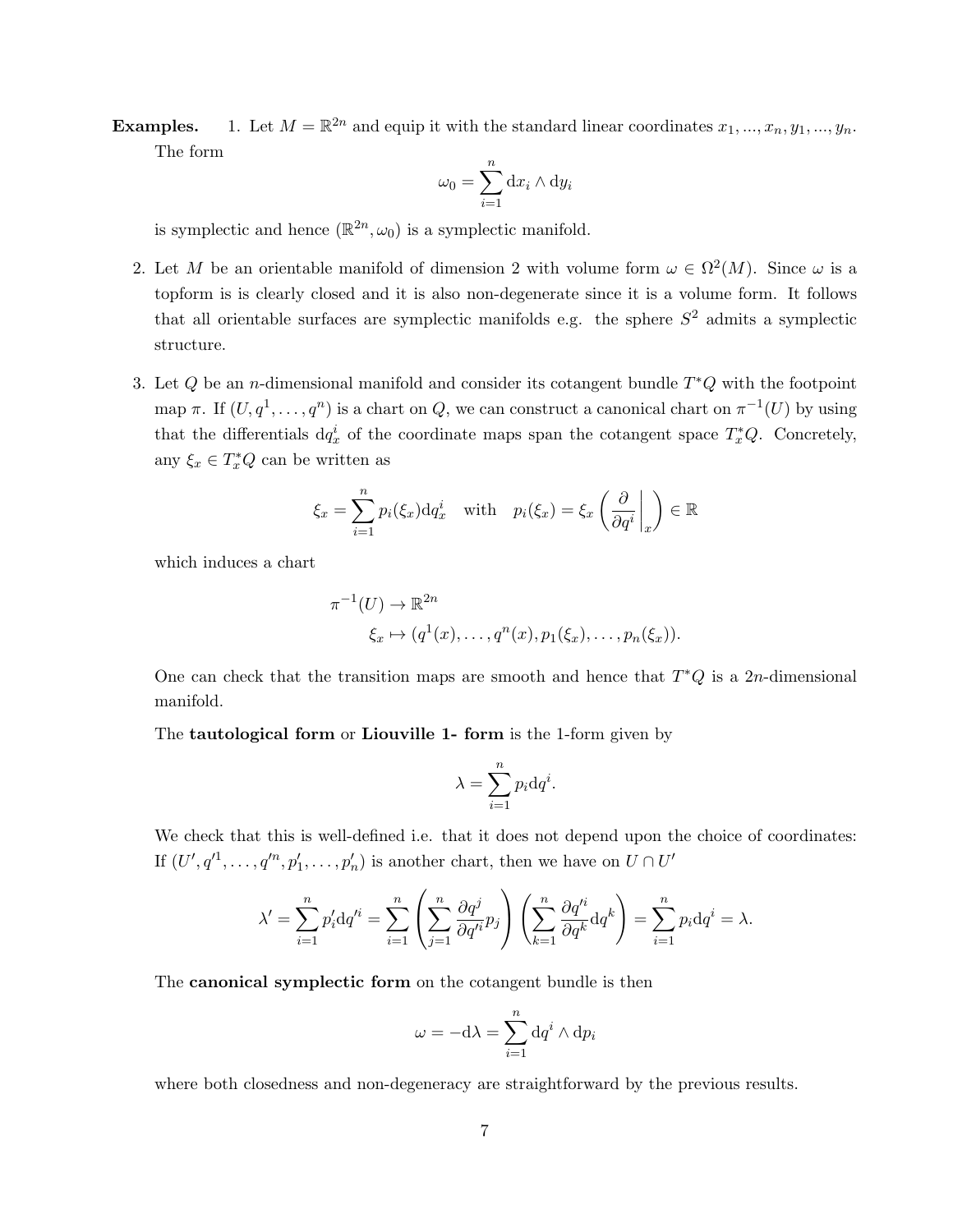**Examples.** 1. Let $M = \mathbb{R}^{2n}$ and equip it with the standard linear coordinates $x_1, ..., x_n, y_1, ..., y_n$. The form

$$\omega_0 = \sum_{i=1}^{n} \mathrm{d}x_i \wedge \mathrm{d}y_i$$

is symplectic and hence $(\mathbb{R}^{2n}, \omega_0)$ is a symplectic manifold.

2. Let $M$ be an orientable manifold of dimension 2 with volume form $\omega \in \Omega^2(M)$. Since $\omega$ is a topform is is clearly closed and it is also non-degenerate since it is a volume form. It follows that all orientable surfaces are symplectic manifolds e.g. the sphere $S^2$ admits a symplectic structure.

3. Let $Q$ be an $n$-dimensional manifold and consider its cotangent bundle $T^*Q$ with the footpoint map $\pi$. If $(U, q^1, \ldots, q^n)$ is a chart on $Q$, we can construct a canonical chart on $\pi^{-1}(U)$ by using that the differentials $\mathrm{d}q^i_x$ of the coordinate maps span the cotangent space $T^*_xQ$. Concretely, any $\xi_x \in T^*_xQ$ can be written as

$$\xi_x = \sum_{i=1}^{n} p_i(\xi_x) \mathrm{d}q^i_x \quad \text{with} \quad p_i(\xi_x) = \xi_x \left( \left. \frac{\partial}{\partial q^i} \right|_x \right) \in \mathbb{R}$$

which induces a chart

$$\begin{aligned} \pi^{-1}(U) &\to \mathbb{R}^{2n} \\ \xi_x &\mapsto (q^1(x), \ldots, q^n(x), p_1(\xi_x), \ldots, p_n(\xi_x)). \end{aligned}$$

One can check that the transition maps are smooth and hence that $T^*Q$ is a $2n$-dimensional manifold.

The **tautological form** or **Liouville 1- form** is the 1-form given by

$$\lambda = \sum_{i=1}^{n} p_i \mathrm{d}q^i.$$

We check that this is well-defined i.e. that it does not depend upon the choice of coordinates: If $(U', q'^1, \ldots, q'^n, p'_1, \ldots, p'_n)$ is another chart, then we have on $U \cap U'$

$$\lambda' = \sum_{i=1}^{n} p'_i \mathrm{d}q'^i = \sum_{i=1}^{n} \left( \sum_{j=1}^{n} \frac{\partial q^j}{\partial q'^i} p_j \right) \left( \sum_{k=1}^{n} \frac{\partial q'^i}{\partial q^k} \mathrm{d}q^k \right) = \sum_{i=1}^{n} p_i \mathrm{d}q^i = \lambda.$$

The **canonical symplectic form** on the cotangent bundle is then

$$\omega = -\mathrm{d}\lambda = \sum_{i=1}^{n} \mathrm{d}q^i \wedge \mathrm{d}p_i$$

where both closedness and non-degeneracy are straightforward by the previous results.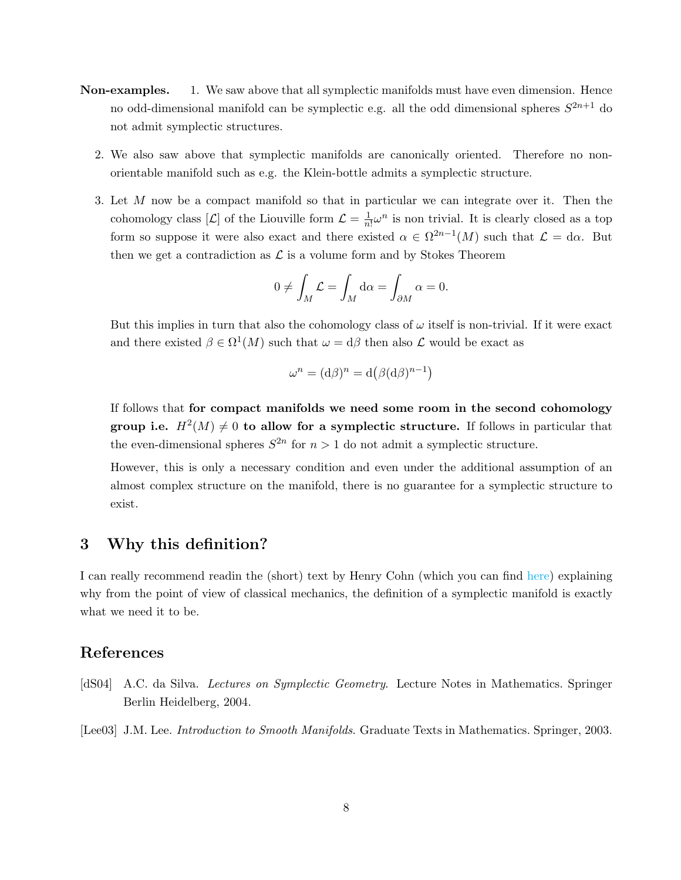**Non-examples.**

1. We saw above that all symplectic manifolds must have even dimension. Hence no odd-dimensional manifold can be symplectic e.g. all the odd dimensional spheres $S^{2n+1}$ do not admit symplectic structures.

2. We also saw above that symplectic manifolds are canonically oriented. Therefore no non-orientable manifold such as e.g. the Klein-bottle admits a symplectic structure.

3. Let $M$ now be a compact manifold so that in particular we can integrate over it. Then the cohomology class $[\mathcal{L}]$ of the Liouville form $\mathcal{L} = \frac{1}{n!}\omega^n$ is non trivial. It is clearly closed as a top form so suppose it were also exact and there existed $\alpha \in \Omega^{2n-1}(M)$ such that $\mathcal{L} = \mathrm{d}\alpha$. But then we get a contradiction as $\mathcal{L}$ is a volume form and by Stokes Theorem

$$0 \neq \int_M \mathcal{L} = \int_M \mathrm{d}\alpha = \int_{\partial M} \alpha = 0.$$

But this implies in turn that also the cohomology class of $\omega$ itself is non-trivial. If it were exact and there existed $\beta \in \Omega^1(M)$ such that $\omega = \mathrm{d}\beta$ then also $\mathcal{L}$ would be exact as

$$\omega^n = (\mathrm{d}\beta)^n = \mathrm{d}\big(\beta(\mathrm{d}\beta)^{n-1}\big)$$

If follows that **for compact manifolds we need some room in the second cohomology group i.e. $H^2(M) \neq 0$ to allow for a symplectic structure.** If follows in particular that the even-dimensional spheres $S^{2n}$ for $n > 1$ do not admit a symplectic structure.

However, this is only a necessary condition and even under the additional assumption of an almost complex structure on the manifold, there is no guarantee for a symplectic structure to exist.

# 3 Why this definition?

I can really recommend readin the (short) text by Henry Cohn (which you can find here) explaining why from the point of view of classical mechanics, the definition of a symplectic manifold is exactly what we need it to be.

# References

[dS04] A.C. da Silva. *Lectures on Symplectic Geometry*. Lecture Notes in Mathematics. Springer Berlin Heidelberg, 2004.

[Lee03] J.M. Lee. *Introduction to Smooth Manifolds*. Graduate Texts in Mathematics. Springer, 2003.